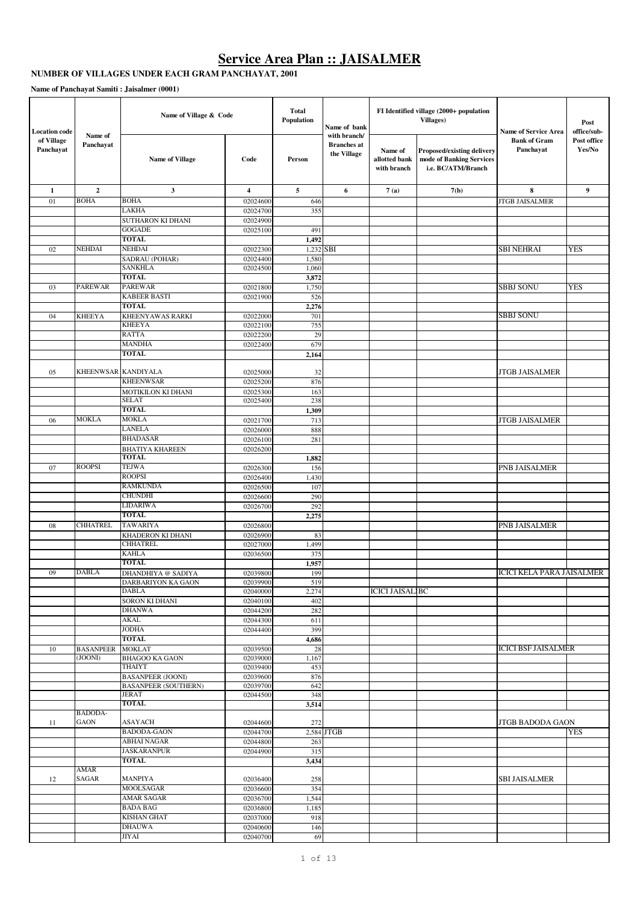# Service Area Plan :: JAISALMER

**NUMBER OF VILLAGES UNDER EACH GRAM PANCHAYAT, 2001**

**Name of Panchayat Samiti : Jaisalmer (0001)**

| Location code of Village Panchayat | Name of Panchayat | Name of Village & Code | | Total Population | Name of bank with branch/ Branches at the Village | FI Identified village (2000+ population Villages) | | Name of Service Area Bank of Gram Panchayat | Post office/sub-Post office Yes/No |
|---|---|---|---|---|---|---|---|---|---|
| | | Name of Village | Code | Person | | Name of allotted bank with branch | Proposed/existing delivery mode of Banking Services i.e. BC/ATM/Branch | | |
| 1 | 2 | 3 | 4 | 5 | 6 | 7 (a) | 7(b) | 8 | 9 |
| 01 | BOHA | BOHA | 02024600 | 646 | | | | JTGB JAISALMER | |
| | | LAKHA | 02024700 | 355 | | | | | |
| | | SUTHARON KI DHANI | 02024900 | | | | | | |
| | | GOGADE | 02025100 | 491 | | | | | |
| | | **TOTAL** | | **1,492** | | | | | |
| 02 | NEHDAI | NEHDAI | 02022300 | 1,232 | SBI | | | SBI NEHRAI | YES |
| | | SADRAU (POHAR) | 02024400 | 1,580 | | | | | |
| | | SANKHLA | 02024500 | 1,060 | | | | | |
| | | **TOTAL** | | **3,872** | | | | | |
| 03 | PAREWAR | PAREWAR | 02021800 | 1,750 | | | | SBBJ SONU | YES |
| | | KABEER BASTI | 02021900 | 526 | | | | | |
| | | **TOTAL** | | **2,276** | | | | | |
| 04 | KHEEYA | KHEENYAWAS RARKI | 02022000 | 701 | | | | SBBJ SONU | |
| | | KHEEYA | 02022100 | 755 | | | | | |
| | | RATTA | 02022200 | 29 | | | | | |
| | | MANDHA | 02022400 | 679 | | | | | |
| | | **TOTAL** | | **2,164** | | | | | |
| 05 | KHEENWSAR | KANDIYALA | 02025000 | 32 | | | | JTGB JAISALMER | |
| | | KHEENWSAR | 02025200 | 876 | | | | | |
| | | MOTIKILON KI DHANI | 02025300 | 163 | | | | | |
| | | SELAT | 02025400 | 238 | | | | | |
| | | **TOTAL** | | **1,309** | | | | | |
| 06 | MOKLA | MOKLA | 02021700 | 713 | | | | JTGB JAISALMER | |
| | | LANELA | 02026000 | 888 | | | | | |
| | | BHADASAR | 02026100 | 281 | | | | | |
| | | BHATIYA KHAREEN | 02026200 | | | | | | |
| | | **TOTAL** | | **1,882** | | | | | |
| 07 | ROOPSI | TEJWA | 02026300 | 156 | | | | PNB JAISALMER | |
| | | ROOPSI | 02026400 | 1,430 | | | | | |
| | | RAMKUNDA | 02026500 | 107 | | | | | |
| | | CHUNDHI | 02026600 | 290 | | | | | |
| | | LIDARIWA | 02026700 | 292 | | | | | |
| | | **TOTAL** | | **2,275** | | | | | |
| 08 | CHHATREL | TAWARIYA | 02026800 | | | | | PNB JAISALMER | |
| | | KHADERON KI DHANI | 02026900 | 83 | | | | | |
| | | CHHATREL | 02027000 | 1,499 | | | | | |
| | | KAHLA | 02036500 | 375 | | | | | |
| | | **TOTAL** | | **1,957** | | | | | |
| 09 | DABLA | DHANDHIYA @ SADIYA | 02039800 | 199 | | | | ICICI KELA PARA JAISALMER | |
| | | DARBARIYON KA GAON | 02039900 | 519 | | | | | |
| | | DABLA | 02040000 | 2,274 | | ICICI JAISAL | BC | | |
| | | SORON KI DHANI | 02040100 | 402 | | | | | |
| | | DHANWA | 02044200 | 282 | | | | | |
| | | AKAL | 02044300 | 611 | | | | | |
| | | JODHA | 02044400 | 399 | | | | | |
| | | **TOTAL** | | **4,686** | | | | | |
| 10 | BASANPEER (JOONI) | MOKLAT | 02039500 | 28 | | | | ICICI BSF JAISALMER | |
| | | BHAGOO KA GAON | 02039000 | 1,167 | | | | | |
| | | THAIYT | 02039400 | 453 | | | | | |
| | | BASANPEER (JOONI) | 02039600 | 876 | | | | | |
| | | BASANPEER (SOUTHERN) | 02039700 | 642 | | | | | |
| | | JERAT | 02044500 | 348 | | | | | |
| | | **TOTAL** | | **3,514** | | | | | |
| 11 | BADODA-GAON | ASAYACH | 02044600 | 272 | | | | JTGB BADODA GAON | |
| | | BADODA-GAON | 02044700 | 2,584 | JTGB | | | | YES |
| | | ABHAI NAGAR | 02044800 | 263 | | | | | |
| | | JASKARANPUR | 02044900 | 315 | | | | | |
| | | **TOTAL** | | **3,434** | | | | | |
| 12 | AMAR SAGAR | MANPIYA | 02036400 | 258 | | | | SBI JAISALMER | |
| | | MOOLSAGAR | 02036600 | 354 | | | | | |
| | | AMAR SAGAR | 02036700 | 1,544 | | | | | |
| | | BADA BAG | 02036800 | 1,185 | | | | | |
| | | KISHAN GHAT | 02037000 | 918 | | | | | |
| | | DHAUWA | 02040600 | 146 | | | | | |
| | | JIYAI | 02040700 | 69 | | | | | |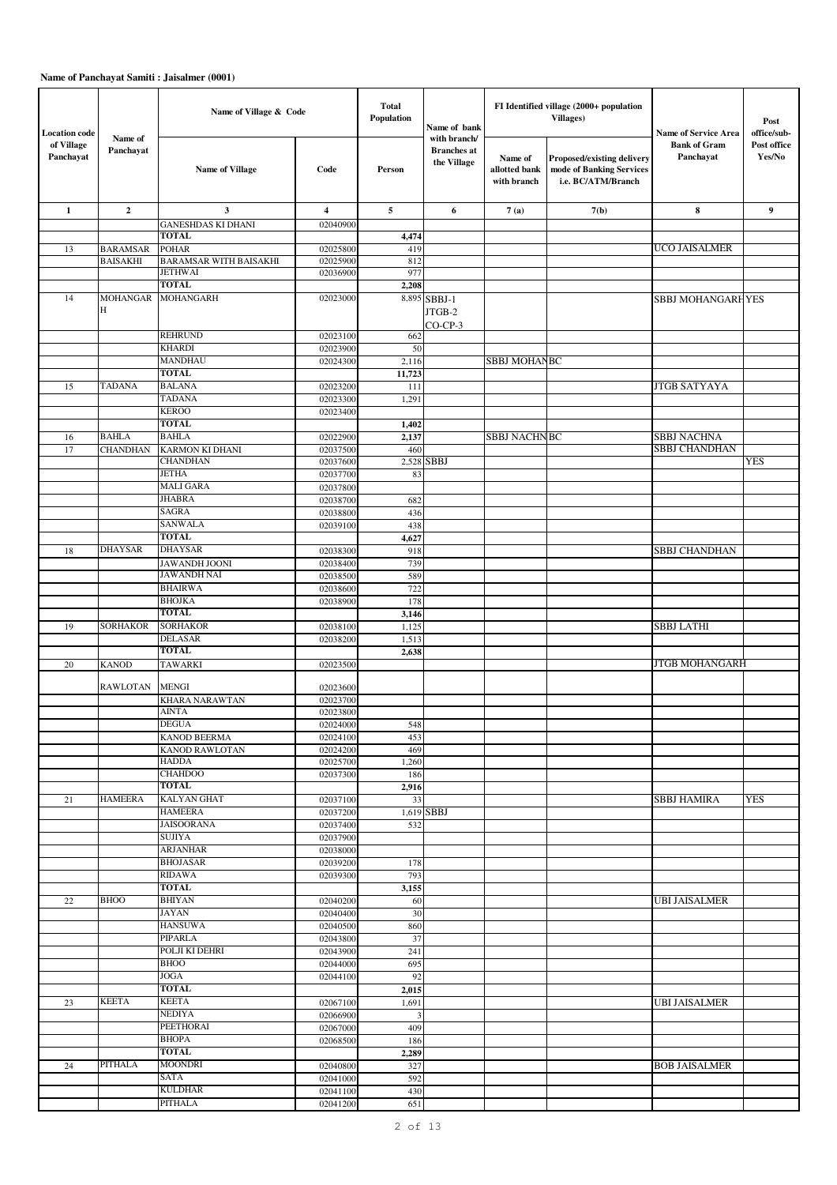**Name of Panchayat Samiti : Jaisalmer (0001)**

| Location code of Village Panchayat | Name of Panchayat | Name of Village & Code | | Total Population | Name of bank with branch/ Branches at the Village | FI Identified village (2000+ population Villages) | | Name of Service Area Bank of Gram Panchayat | Post office/sub-Post office Yes/No |
|---|---|---|---|---|---|---|---|---|---|
| | | Name of Village | Code | Person | | Name of allotted bank with branch | Proposed/existing delivery mode of Banking Services i.e. BC/ATM/Branch | | |
| 1 | 2 | 3 | 4 | 5 | 6 | 7 (a) | 7(b) | 8 | 9 |
| | | GANESHDAS KI DHANI | 02040900 | | | | | | |
| | | TOTAL | | 4,474 | | | | | |
| 13 | BARAMSAR | POHAR | 02025800 | 419 | | | | UCO JAISALMER | |
| | BAISAKHI | BARAMSAR WITH BAISAKHI | 02025900 | 812 | | | | | |
| | | JETHWAI | 02036900 | 977 | | | | | |
| | | TOTAL | | 2,208 | | | | | |
| 14 | MOHANGARH | MOHANGARH | 02023000 | 8,895 | SBBJ-1 JTGB-2 CO-CP-3 | | | SBBJ MOHANGARH | YES |
| | | REHRUND | 02023100 | 662 | | | | | |
| | | KHARDI | 02023900 | 50 | | | | | |
| | | MANDHAU | 02024300 | 2,116 | | SBBJ MOHAN | BC | | |
| | | TOTAL | | 11,723 | | | | | |
| 15 | TADANA | BALANA | 02023200 | 111 | | | | JTGB SATYAYA | |
| | | TADANA | 02023300 | 1,291 | | | | | |
| | | KEROO | 02023400 | | | | | | |
| | | TOTAL | | 1,402 | | | | | |
| 16 | BAHLA | BAHLA | 02022900 | 2,137 | | SBBJ NACHN | BC | SBBJ NACHNA | |
| 17 | CHANDHAN | KARMON KI DHANI | 02037500 | 460 | | | | SBBJ CHANDHAN | |
| | | CHANDHAN | 02037600 | 2,528 | SBBJ | | | | YES |
| | | JETHA | 02037700 | 83 | | | | | |
| | | MALI GARA | 02037800 | | | | | | |
| | | JHABRA | 02038700 | 682 | | | | | |
| | | SAGRA | 02038800 | 436 | | | | | |
| | | SANWALA | 02039100 | 438 | | | | | |
| | | TOTAL | | 4,627 | | | | | |
| 18 | DHAYSAR | DHAYSAR | 02038300 | 918 | | | | SBBJ CHANDHAN | |
| | | JAWANDH JOONI | 02038400 | 739 | | | | | |
| | | JAWANDH NAI | 02038500 | 589 | | | | | |
| | | BHAIRWA | 02038600 | 722 | | | | | |
| | | BHOJKA | 02038900 | 178 | | | | | |
| | | TOTAL | | 3,146 | | | | | |
| 19 | SORHAKOR | SORHAKOR | 02038100 | 1,125 | | | | SBBJ LATHI | |
| | | DELASAR | 02038200 | 1,513 | | | | | |
| | | TOTAL | | 2,638 | | | | | |
| 20 | KANOD | TAWARKI | 02023500 | | | | | JTGB MOHANGARH | |
| | RAWLOTAN | MENGI | 02023600 | | | | | | |
| | | KHARA NARAWTAN | 02023700 | | | | | | |
| | | AINTA | 02023800 | | | | | | |
| | | DEGUA | 02024000 | 548 | | | | | |
| | | KANOD BEERMA | 02024100 | 453 | | | | | |
| | | KANOD RAWLOTAN | 02024200 | 469 | | | | | |
| | | HADDA | 02025700 | 1,260 | | | | | |
| | | CHAHDOO | 02037300 | 186 | | | | | |
| | | TOTAL | | 2,916 | | | | | |
| 21 | HAMEERA | KALYAN GHAT | 02037100 | 33 | | | | SBBJ HAMIRA | YES |
| | | HAMEERA | 02037200 | 1,619 | SBBJ | | | | |
| | | JAISOORANA | 02037400 | 532 | | | | | |
| | | SUJIYA | 02037900 | | | | | | |
| | | ARJANHAR | 02038000 | | | | | | |
| | | BHOJASAR | 02039200 | 178 | | | | | |
| | | RIDAWA | 02039300 | 793 | | | | | |
| | | TOTAL | | 3,155 | | | | | |
| 22 | BHOO | BHIYAN | 02040200 | 60 | | | | UBI JAISALMER | |
| | | JAYAN | 02040400 | 30 | | | | | |
| | | HANSUWA | 02040500 | 860 | | | | | |
| | | PIPARLA | 02043800 | 37 | | | | | |
| | | POLJI KI DEHRI | 02043900 | 241 | | | | | |
| | | BHOO | 02044000 | 695 | | | | | |
| | | JOGA | 02044100 | 92 | | | | | |
| | | TOTAL | | 2,015 | | | | | |
| 23 | KEETA | KEETA | 02067100 | 1,691 | | | | UBI JAISALMER | |
| | | NEDIYA | 02066900 | 3 | | | | | |
| | | PEETHORAI | 02067000 | 409 | | | | | |
| | | BHOPA | 02068500 | 186 | | | | | |
| | | TOTAL | | 2,289 | | | | | |
| 24 | PITHALA | MOONDRI | 02040800 | 327 | | | | BOB JAISALMER | |
| | | SATA | 02041000 | 592 | | | | | |
| | | KULDHAR | 02041100 | 430 | | | | | |
| | | PITHALA | 02041200 | 651 | | | | | |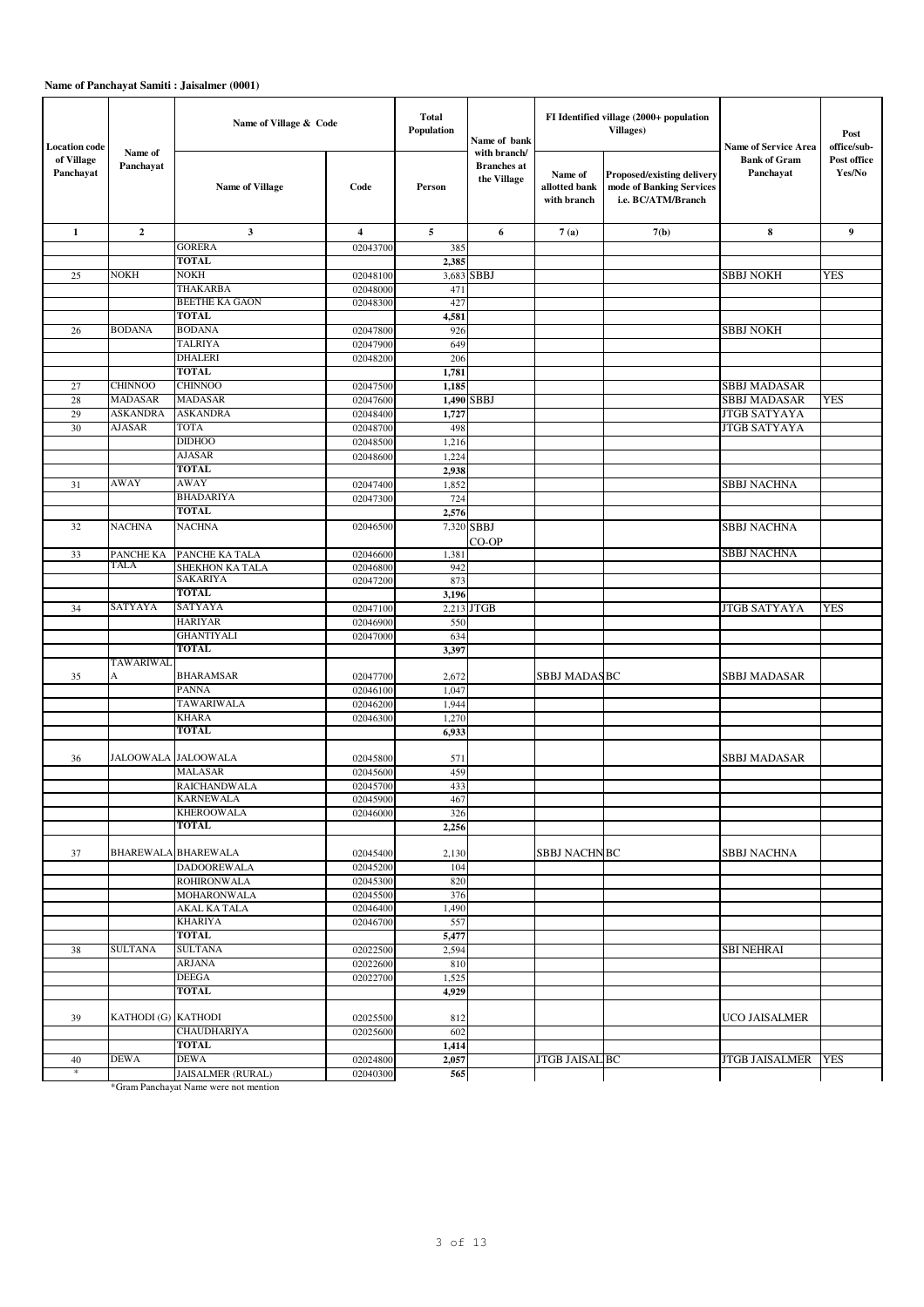**Name of Panchayat Samiti : Jaisalmer (0001)**

| Location code of Village Panchayat | Name of Panchayat | Name of Village & Code | | Total Population | Name of bank with branch/ Branches at the Village | FI Identified village (2000+ population Villages) | | Name of Service Area Bank of Gram Panchayat | Post office/sub-Post office Yes/No |
|---|---|---|---|---|---|---|---|---|---|
| | | Name of Village | Code | Person | | Name of allotted bank with branch | Proposed/existing delivery mode of Banking Services i.e. BC/ATM/Branch | | |
| 1 | 2 | 3 | 4 | 5 | 6 | 7 (a) | 7(b) | 8 | 9 |
| | | GORERA | 02043700 | 385 | | | | | |
| | | TOTAL | | 2,385 | | | | | |
| 25 | NOKH | NOKH | 02048100 | 3,683 | SBBJ | | | SBBJ NOKH | YES |
| | | THAKARBA | 02048000 | 471 | | | | | |
| | | BEETHE KA GAON | 02048300 | 427 | | | | | |
| | | TOTAL | | 4,581 | | | | | |
| 26 | BODANA | BODANA | 02047800 | 926 | | | | SBBJ NOKH | |
| | | TALRIYA | 02047900 | 649 | | | | | |
| | | DHALERI | 02048200 | 206 | | | | | |
| | | TOTAL | | 1,781 | | | | | |
| 27 | CHINNOO | CHINNOO | 02047500 | 1,185 | | | | SBBJ MADASAR | |
| 28 | MADASAR | MADASAR | 02047600 | 1,490 | SBBJ | | | SBBJ MADASAR | YES |
| 29 | ASKANDRA | ASKANDRA | 02048400 | 1,727 | | | | JTGB SATYAYA | |
| 30 | AJASAR | TOTA | 02048700 | 498 | | | | JTGB SATYAYA | |
| | | DIDHOO | 02048500 | 1,216 | | | | | |
| | | AJASAR | 02048600 | 1,224 | | | | | |
| | | TOTAL | | 2,938 | | | | | |
| 31 | AWAY | AWAY | 02047400 | 1,852 | | | | SBBJ NACHNA | |
| | | BHADARIYA | 02047300 | 724 | | | | | |
| | | TOTAL | | 2,576 | | | | | |
| 32 | NACHNA | NACHNA | 02046500 | 7,320 | SBBJ CO-OP | | | SBBJ NACHNA | |
| 33 | PANCHE KA TALA | PANCHE KA TALA | 02046600 | 1,381 | | | | SBBJ NACHNA | |
| | | SHEKHON KA TALA | 02046800 | 942 | | | | | |
| | | SAKARIYA | 02047200 | 873 | | | | | |
| | | TOTAL | | 3,196 | | | | | |
| 34 | SATYAYA | SATYAYA | 02047100 | 2,213 | JTGB | | | JTGB SATYAYA | YES |
| | | HARIYAR | 02046900 | 550 | | | | | |
| | | GHANTIYALI | 02047000 | 634 | | | | | |
| | | TOTAL | | 3,397 | | | | | |
| 35 | TAWARIWALA | BHARAMSAR | 02047700 | 2,672 | | SBBJ MADAS | BC | SBBJ MADASAR | |
| | | PANNA | 02046100 | 1,047 | | | | | |
| | | TAWARIWALA | 02046200 | 1,944 | | | | | |
| | | KHARA | 02046300 | 1,270 | | | | | |
| | | TOTAL | | 6,933 | | | | | |
| 36 | JALOOWALA | JALOOWALA | 02045800 | 571 | | | | SBBJ MADASAR | |
| | | MALASAR | 02045600 | 459 | | | | | |
| | | RAICHANDWALA | 02045700 | 433 | | | | | |
| | | KARNEWALA | 02045900 | 467 | | | | | |
| | | KHEROOWALA | 02046000 | 326 | | | | | |
| | | TOTAL | | 2,256 | | | | | |
| 37 | BHAREWALA | BHAREWALA | 02045400 | 2,130 | | SBBJ NACHN | BC | SBBJ NACHNA | |
| | | DADOOREWALA | 02045200 | 104 | | | | | |
| | | ROHIRONWALA | 02045300 | 820 | | | | | |
| | | MOHARONWALA | 02045500 | 376 | | | | | |
| | | AKAL KA TALA | 02046400 | 1,490 | | | | | |
| | | KHARIYA | 02046700 | 557 | | | | | |
| | | TOTAL | | 5,477 | | | | | |
| 38 | SULTANA | SULTANA | 02022500 | 2,594 | | | | SBI NEHRAI | |
| | | ARJANA | 02022600 | 810 | | | | | |
| | | DEEGA | 02022700 | 1,525 | | | | | |
| | | TOTAL | | 4,929 | | | | | |
| 39 | KATHODI (G) | KATHODI | 02025500 | 812 | | | | UCO JAISALMER | |
| | | CHAUDHARIYA | 02025600 | 602 | | | | | |
| | | TOTAL | | 1,414 | | | | | |
| 40 | DEWA | DEWA | 02024800 | 2,057 | | JTGB JAISAL | BC | JTGB JAISALMER | YES |
| * | | JAISALMER (RURAL) | 02040300 | 565 | | | | | |

*Gram Panchayat Name were not mention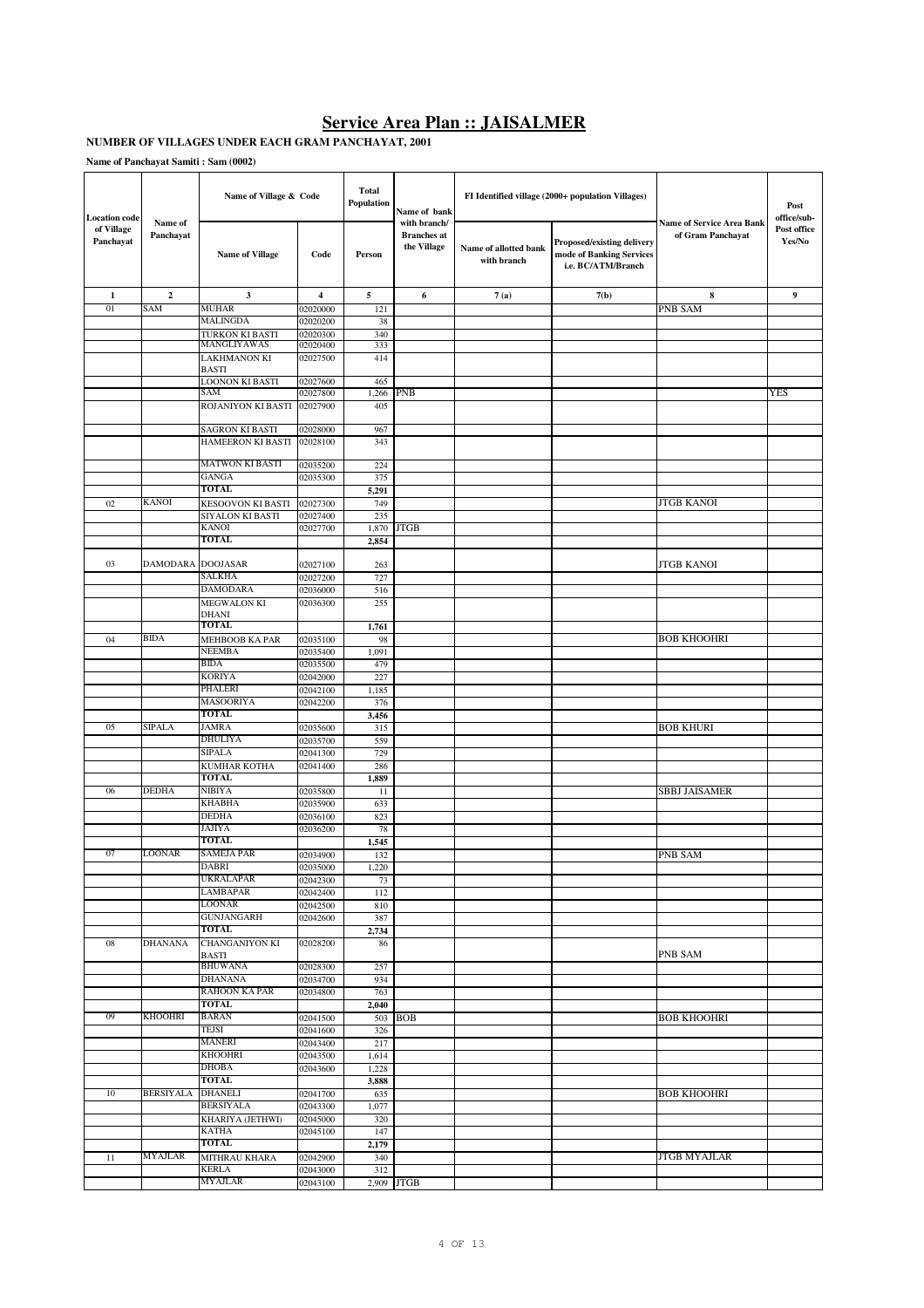# Service Area Plan :: JAISALMER

**NUMBER OF VILLAGES UNDER EACH GRAM PANCHAYAT, 2001**

**Name of Panchayat Samiti : Sam (0002)**

| Location code of Village Panchayat | Name of Panchayat | Name of Village & Code | | Total Population | Name of bank with branch/ Branches at the Village | FI Identified village (2000+ population Villages) | | Name of Service Area Bank of Gram Panchayat | Post office/sub-Post office Yes/No |
|---|---|---|---|---|---|---|---|---|---|
| | | Name of Village | Code | Person | | Name of allotted bank with branch | Proposed/existing delivery mode of Banking Services i.e. BC/ATM/Branch | | |
| 1 | 2 | 3 | 4 | 5 | 6 | 7 (a) | 7(b) | 8 | 9 |
| 01 | SAM | MUHAR | 02020000 | 121 | | | | PNB SAM | |
| | | MALINGDA | 02020200 | 38 | | | | | |
| | | TURKON KI BASTI | 02020300 | 340 | | | | | |
| | | MANGLIYAWAS | 02020400 | 333 | | | | | |
| | | LAKHMANON KI BASTI | 02027500 | 414 | | | | | |
| | | LOONON KI BASTI | 02027600 | 465 | | | | | |
| | | SAM | 02027800 | 1,266 | PNB | | | | YES |
| | | ROJANIYON KI BASTI | 02027900 | 405 | | | | | |
| | | SAGRON KI BASTI | 02028000 | 967 | | | | | |
| | | HAMEERON KI BASTI | 02028100 | 343 | | | | | |
| | | MATWON KI BASTI | 02035200 | 224 | | | | | |
| | | GANGA | 02035300 | 375 | | | | | |
| | | **TOTAL** | | **5,291** | | | | | |
| 02 | KANOI | KESOOVON KI BASTI | 02027300 | 749 | | | | JTGB KANOI | |
| | | SIYALON KI BASTI | 02027400 | 235 | | | | | |
| | | KANOI | 02027700 | 1,870 | JTGB | | | | |
| | | **TOTAL** | | **2,854** | | | | | |
| 03 | DAMODARA | DOOJASAR | 02027100 | 263 | | | | JTGB KANOI | |
| | | SALKHA | 02027200 | 727 | | | | | |
| | | DAMODARA | 02036000 | 516 | | | | | |
| | | MEGWALON KI DHANI | 02036300 | 255 | | | | | |
| | | **TOTAL** | | **1,761** | | | | | |
| 04 | BIDA | MEHBOOB KA PAR | 02035100 | 98 | | | | BOB KHOOHRI | |
| | | NEEMBA | 02035400 | 1,091 | | | | | |
| | | BIDA | 02035500 | 479 | | | | | |
| | | KORIYA | 02042000 | 227 | | | | | |
| | | PHALERI | 02042100 | 1,185 | | | | | |
| | | MASOORIYA | 02042200 | 376 | | | | | |
| | | **TOTAL** | | **3,456** | | | | | |
| 05 | SIPALA | JAMRA | 02035600 | 315 | | | | BOB KHURI | |
| | | DHULIYA | 02035700 | 559 | | | | | |
| | | SIPALA | 02041300 | 729 | | | | | |
| | | KUMHAR KOTHA | 02041400 | 286 | | | | | |
| | | **TOTAL** | | **1,889** | | | | | |
| 06 | DEDHA | NIBIYA | 02035800 | 11 | | | | SBBJ JAISAMER | |
| | | KHABHA | 02035900 | 633 | | | | | |
| | | DEDHA | 02036100 | 823 | | | | | |
| | | JAJIYA | 02036200 | 78 | | | | | |
| | | **TOTAL** | | **1,545** | | | | | |
| 07 | LOONAR | SAMEJA PAR | 02034900 | 132 | | | | PNB SAM | |
| | | DABRI | 02035000 | 1,220 | | | | | |
| | | UKRALAPAR | 02042300 | 73 | | | | | |
| | | LAMBAPAR | 02042400 | 112 | | | | | |
| | | LOONAR | 02042500 | 810 | | | | | |
| | | GUNJANGARH | 02042600 | 387 | | | | | |
| | | **TOTAL** | | **2,734** | | | | | |
| 08 | DHANANA | CHANGANIYON KI BASTI | 02028200 | 86 | | | | PNB SAM | |
| | | BHUWANA | 02028300 | 257 | | | | | |
| | | DHANANA | 02034700 | 934 | | | | | |
| | | RAHOON KA PAR | 02034800 | 763 | | | | | |
| | | **TOTAL** | | **2,040** | | | | | |
| 09 | KHOOHRI | BARAN | 02041500 | 503 | BOB | | | BOB KHOOHRI | |
| | | TEJSI | 02041600 | 326 | | | | | |
| | | MANERI | 02043400 | 217 | | | | | |
| | | KHOOHRI | 02043500 | 1,614 | | | | | |
| | | DHOBA | 02043600 | 1,228 | | | | | |
| | | **TOTAL** | | **3,888** | | | | | |
| 10 | BERSIYALA | DHANELI | 02041700 | 635 | | | | BOB KHOOHRI | |
| | | BERSIYALA | 02043300 | 1,077 | | | | | |
| | | KHARIYA (JETHWI) | 02045000 | 320 | | | | | |
| | | KATHA | 02045100 | 147 | | | | | |
| | | **TOTAL** | | **2,179** | | | | | |
| 11 | MYAJLAR | MITHRAU KHARA | 02042900 | 340 | | | | JTGB MYAJLAR | |
| | | KERLA | 02043000 | 312 | | | | | |
| | | MYAJLAR | 02043100 | 2,909 | JTGB | | | | |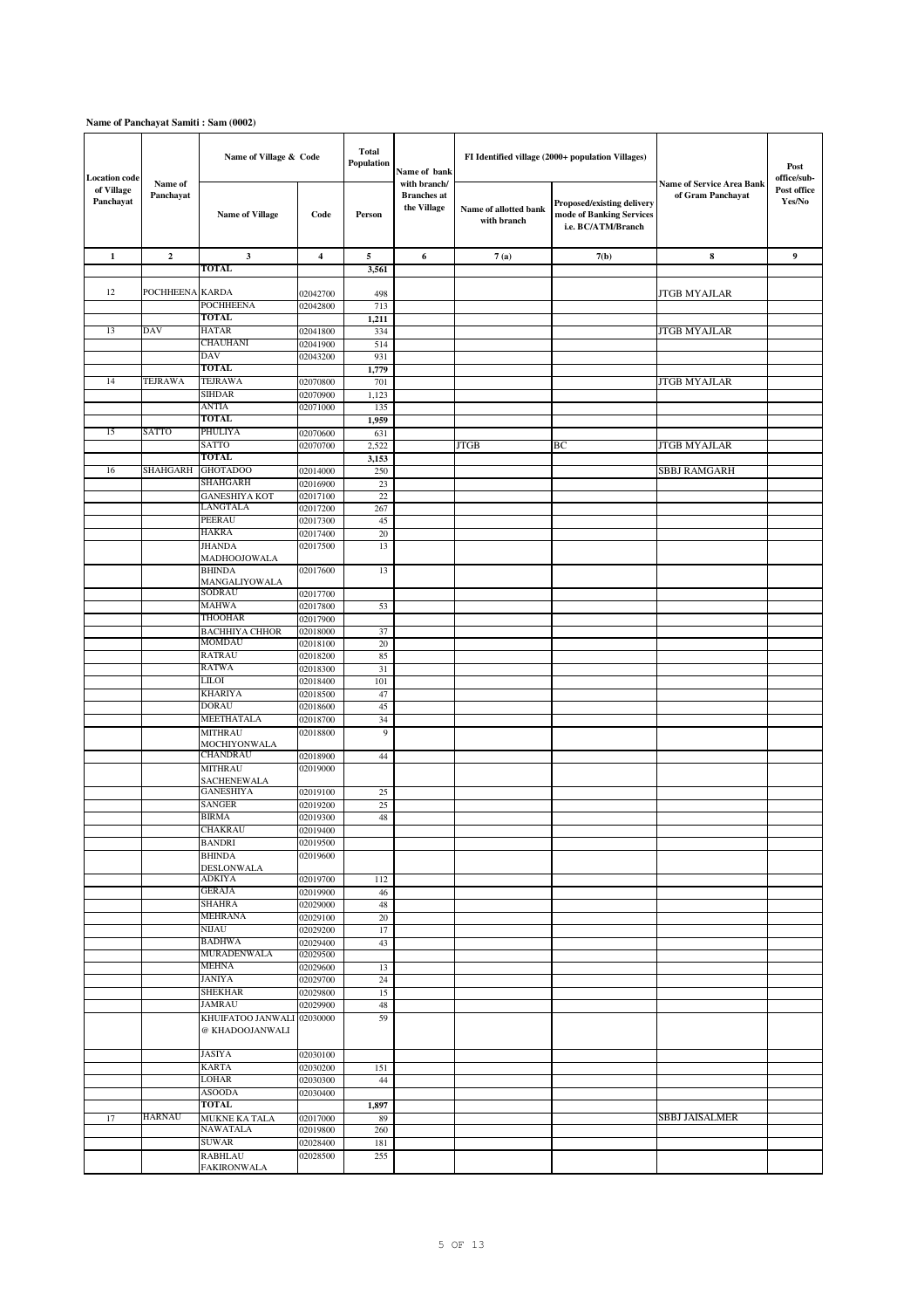**Name of Panchayat Samiti : Sam (0002)**

| Location code of Village Panchayat | Name of Panchayat | Name of Village & Code | | Total Population | Name of bank with branch/ Branches at the Village | FI Identified village (2000+ population Villages) | | Name of Service Area Bank of Gram Panchayat | Post office/sub-Post office Yes/No |
|---|---|---|---|---|---|---|---|---|---|
| | | Name of Village | Code | Person | | Name of allotted bank with branch | Proposed/existing delivery mode of Banking Services i.e. BC/ATM/Branch | | |
| 1 | 2 | 3 | 4 | 5 | 6 | 7 (a) | 7(b) | 8 | 9 |
| | | TOTAL | | 3,561 | | | | | |
| 12 | POCHHEENA | KARDA | 02042700 | 498 | | | | JTGB MYAJLAR | |
| | | POCHHEENA | 02042800 | 713 | | | | | |
| | | TOTAL | | 1,211 | | | | | |
| 13 | DAV | HATAR | 02041800 | 334 | | | | JTGB MYAJLAR | |
| | | CHAUHANI | 02041900 | 514 | | | | | |
| | | DAV | 02043200 | 931 | | | | | |
| | | TOTAL | | 1,779 | | | | | |
| 14 | TEJRAWA | TEJRAWA | 02070800 | 701 | | | | JTGB MYAJLAR | |
| | | SIHDAR | 02070900 | 1,123 | | | | | |
| | | ANTIA | 02071000 | 135 | | | | | |
| | | TOTAL | | 1,959 | | | | | |
| 15 | SATTO | PHULIYA | 02070600 | 631 | | | | JTGB MYAJLAR | |
| | | SATTO | 02070700 | 2,522 | | JTGB | BC | JTGB MYAJLAR | |
| | | TOTAL | | 3,153 | | | | | |
| 16 | SHAHGARH | GHOTADOO | 02014000 | 250 | | | | SBBJ RAMGARH | |
| | | SHAHGARH | 02016900 | 23 | | | | | |
| | | GANESHIYA KOT | 02017100 | 22 | | | | | |
| | | LANGTALA | 02017200 | 267 | | | | | |
| | | PEERAU | 02017300 | 45 | | | | | |
| | | HAKRA | 02017400 | 20 | | | | | |
| | | JHANDA MADHOOJOWALA | 02017500 | 13 | | | | | |
| | | BHINDA MANGALIYOWALA | 02017600 | 13 | | | | | |
| | | SODRAU | 02017700 | | | | | | |
| | | MAHWA | 02017800 | 53 | | | | | |
| | | THOOHAR | 02017900 | | | | | | |
| | | BACHHIYA CHHOR | 02018000 | 37 | | | | | |
| | | MOMDAU | 02018100 | 20 | | | | | |
| | | RATRAU | 02018200 | 85 | | | | | |
| | | RATWA | 02018300 | 31 | | | | | |
| | | LILOI | 02018400 | 101 | | | | | |
| | | KHARIYA | 02018500 | 47 | | | | | |
| | | DORAU | 02018600 | 45 | | | | | |
| | | MEETHATALA | 02018700 | 34 | | | | | |
| | | MITHRAU MOCHIYONWALA | 02018800 | 9 | | | | | |
| | | CHANDRAU | 02018900 | 44 | | | | | |
| | | MITHRAU SACHENEWALA | 02019000 | | | | | | |
| | | GANESHIYA | 02019100 | 25 | | | | | |
| | | SANGER | 02019200 | 25 | | | | | |
| | | BIRMA | 02019300 | 48 | | | | | |
| | | CHAKRAU | 02019400 | | | | | | |
| | | BANDRI | 02019500 | | | | | | |
| | | BHINDA DESLONWALA | 02019600 | | | | | | |
| | | ADKIYA | 02019700 | 112 | | | | | |
| | | GERAJA | 02019900 | 46 | | | | | |
| | | SHAHRA | 02029000 | 48 | | | | | |
| | | MEHRANA | 02029100 | 20 | | | | | |
| | | NIJAU | 02029200 | 17 | | | | | |
| | | BADHWA | 02029400 | 43 | | | | | |
| | | MURADENWALA | 02029500 | | | | | | |
| | | MEHNA | 02029600 | 13 | | | | | |
| | | JANIYA | 02029700 | 24 | | | | | |
| | | SHEKHAR | 02029800 | 15 | | | | | |
| | | JAMRAU | 02029900 | 48 | | | | | |
| | | KHUIFATOO JANWALI @ KHADOOJANWALI | 02030000 | 59 | | | | | |
| | | JASIYA | 02030100 | | | | | | |
| | | KARTA | 02030200 | 151 | | | | | |
| | | LOHAR | 02030300 | 44 | | | | | |
| | | ASOODA | 02030400 | | | | | | |
| | | TOTAL | | 1,897 | | | | | |
| 17 | HARNAU | MUKNE KA TALA | 02017000 | 89 | | | | SBBJ JAISALMER | |
| | | NAWATALA | 02019800 | 260 | | | | | |
| | | SUWAR | 02028400 | 181 | | | | | |
| | | RABHLAU FAKIRONWALA | 02028500 | 255 | | | | | |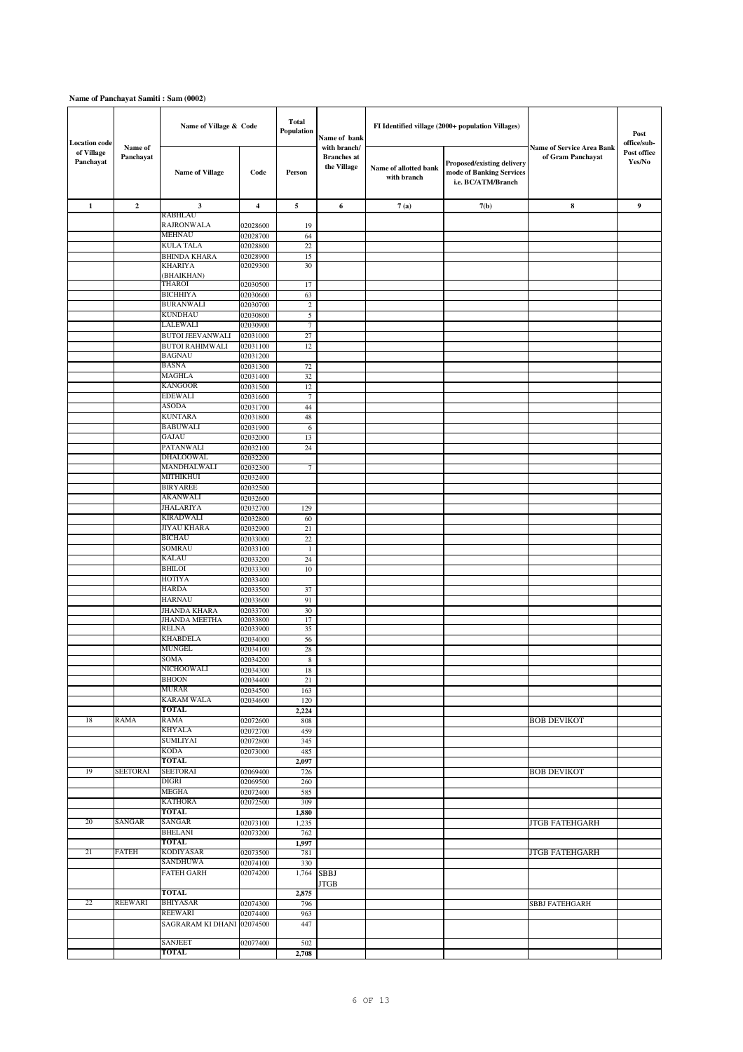**Name of Panchayat Samiti : Sam (0002)**

| Location code of Village Panchayat | Name of Panchayat | Name of Village & Code | | Total Population | Name of bank with branch/ Branches at the Village | FI Identified village (2000+ population Villages) | | Name of Service Area Bank of Gram Panchayat | Post office/sub-Post office Yes/No |
|---|---|---|---|---|---|---|---|---|---|
| | | Name of Village | Code | Person | | Name of allotted bank with branch | Proposed/existing delivery mode of Banking Services i.e. BC/ATM/Branch | | |
| 1 | 2 | 3 | 4 | 5 | 6 | 7 (a) | 7(b) | 8 | 9 |
| | | RABHLAU RAJRONWALA | 02028600 | 19 | | | | | |
| | | MEHNAU | 02028700 | 64 | | | | | |
| | | KULA TALA | 02028800 | 22 | | | | | |
| | | BHINDA KHARA | 02028900 | 15 | | | | | |
| | | KHARIYA (BHAIKHAN) | 02029300 | 30 | | | | | |
| | | THAROI | 02030500 | 17 | | | | | |
| | | BICHHIYA | 02030600 | 63 | | | | | |
| | | BURANWALI | 02030700 | 2 | | | | | |
| | | KUNDHAU | 02030800 | 5 | | | | | |
| | | LALEWALI | 02030900 | 7 | | | | | |
| | | BUTOI JEEVANWALI | 02031000 | 27 | | | | | |
| | | BUTOI RAHIMWALI | 02031100 | 12 | | | | | |
| | | BAGNAU | 02031200 | | | | | | |
| | | BASNA | 02031300 | 72 | | | | | |
| | | MAGHLA | 02031400 | 32 | | | | | |
| | | KANGOOR | 02031500 | 12 | | | | | |
| | | EDEWALI | 02031600 | 7 | | | | | |
| | | ASODA | 02031700 | 44 | | | | | |
| | | KUNTARA | 02031800 | 48 | | | | | |
| | | BABUWALI | 02031900 | 6 | | | | | |
| | | GAJAU | 02032000 | 13 | | | | | |
| | | PATANWALI | 02032100 | 24 | | | | | |
| | | DHALOOWAL | 02032200 | | | | | | |
| | | MANDHALWALI | 02032300 | 7 | | | | | |
| | | MITHIKHUI | 02032400 | | | | | | |
| | | BIRYAREE | 02032500 | | | | | | |
| | | AKANWALI | 02032600 | | | | | | |
| | | JHALARIYA | 02032700 | 129 | | | | | |
| | | KIRADWALI | 02032800 | 60 | | | | | |
| | | JIYAU KHARA | 02032900 | 21 | | | | | |
| | | BICHAU | 02033000 | 22 | | | | | |
| | | SOMRAU | 02033100 | 1 | | | | | |
| | | KALAU | 02033200 | 24 | | | | | |
| | | BHILOI | 02033300 | 10 | | | | | |
| | | HOTIYA | 02033400 | | | | | | |
| | | HARDA | 02033500 | 37 | | | | | |
| | | HARNAU | 02033600 | 91 | | | | | |
| | | JHANDA KHARA | 02033700 | 30 | | | | | |
| | | JHANDA MEETHA | 02033800 | 17 | | | | | |
| | | RELNA | 02033900 | 35 | | | | | |
| | | KHABDELA | 02034000 | 56 | | | | | |
| | | MUNGEL | 02034100 | 28 | | | | | |
| | | SOMA | 02034200 | 8 | | | | | |
| | | NICHOOWALI | 02034300 | 18 | | | | | |
| | | BHOON | 02034400 | 21 | | | | | |
| | | MURAR | 02034500 | 163 | | | | | |
| | | KARAM WALA | 02034600 | 120 | | | | | |
| | | **TOTAL** | | **2,224** | | | | | |
| 18 | RAMA | RAMA | 02072600 | 808 | | | | BOB DEVIKOT | |
| | | KHYALA | 02072700 | 459 | | | | | |
| | | SUMLIYAI | 02072800 | 345 | | | | | |
| | | KODA | 02073000 | 485 | | | | | |
| | | **TOTAL** | | **2,097** | | | | | |
| 19 | SEETORAI | SEETORAI | 02069400 | 726 | | | | BOB DEVIKOT | |
| | | DIGRI | 02069500 | 260 | | | | | |
| | | MEGHA | 02072400 | 585 | | | | | |
| | | KATHORA | 02072500 | 309 | | | | | |
| | | **TOTAL** | | **1,880** | | | | | |
| 20 | SANGAR | SANGAR | 02073100 | 1,235 | | | | JTGB FATEHGARH | |
| | | BHELANI | 02073200 | 762 | | | | | |
| | | **TOTAL** | | **1,997** | | | | | |
| 21 | FATEH | KODIYASAR | 02073500 | 781 | | | | JTGB FATEHGARH | |
| | | SANDHUWA | 02074100 | 330 | | | | | |
| | | FATEH GARH | 02074200 | 1,764 | SBBJ JTGB | | | | |
| | | **TOTAL** | | **2,875** | | | | | |
| 22 | REEWARI | BHIYASAR | 02074300 | 796 | | | | SBBJ FATEHGARH | |
| | | REEWARI | 02074400 | 963 | | | | | |
| | | SAGRARAM KI DHANI | 02074500 | 447 | | | | | |
| | | SANJEET | 02077400 | 502 | | | | | |
| | | **TOTAL** | | **2,708** | | | | | |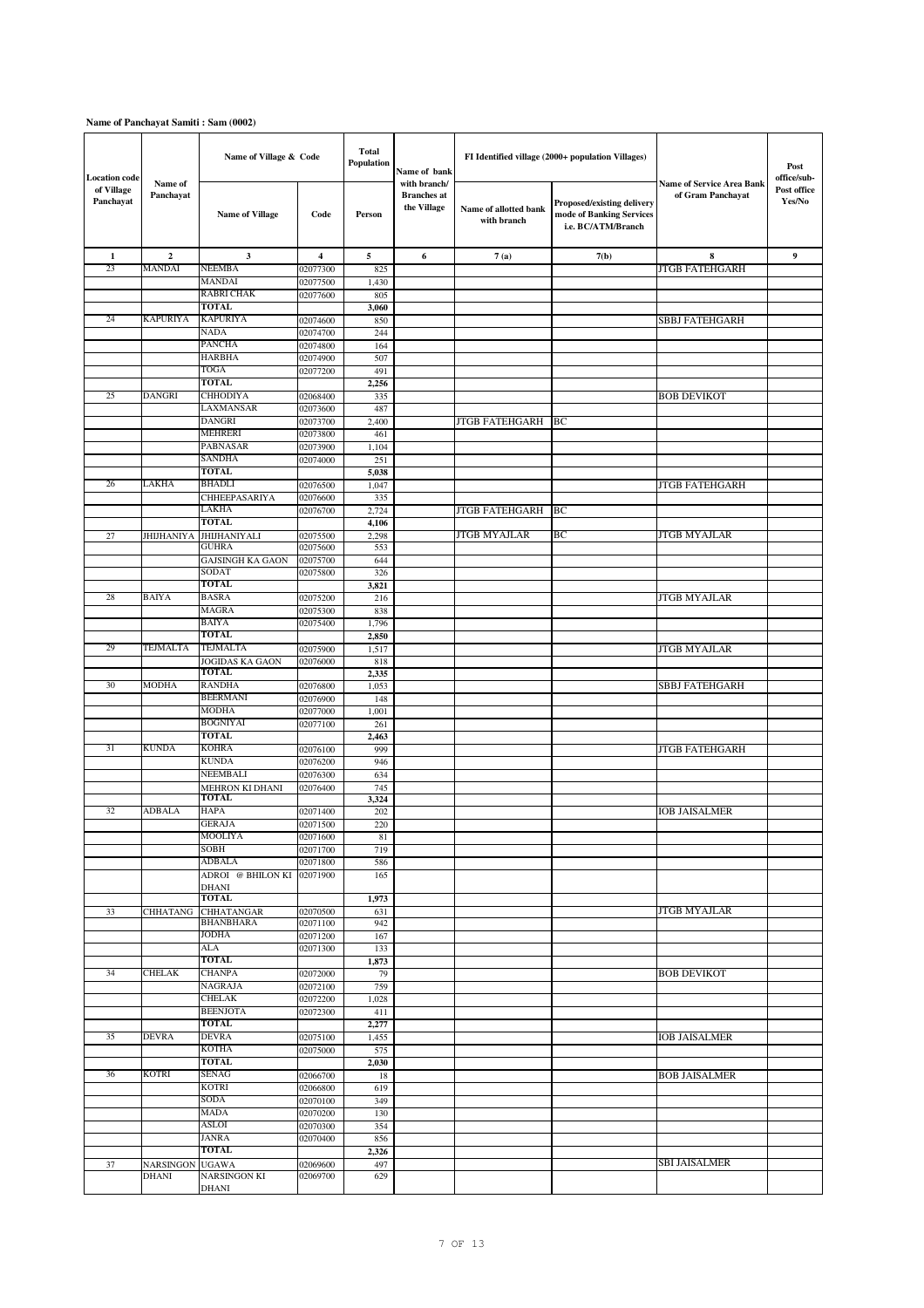**Name of Panchayat Samiti : Sam (0002)**

| Location code of Village Panchayat | Name of Panchayat | Name of Village & Code | | Total Population | Name of bank with branch/ Branches at the Village | FI Identified village (2000+ population Villages) | | Name of Service Area Bank of Gram Panchayat | Post office/sub-Post office Yes/No |
|---|---|---|---|---|---|---|---|---|---|
| | | Name of Village | Code | Person | | Name of allotted bank with branch | Proposed/existing delivery mode of Banking Services i.e. BC/ATM/Branch | | |
| 1 | 2 | 3 | 4 | 5 | 6 | 7 (a) | 7(b) | 8 | 9 |
| 23 | MANDAI | NEEMBA | 02077300 | 825 | | | | JTGB FATEHGARH | |
| | | MANDAI | 02077500 | 1,430 | | | | | |
| | | RABRI CHAK | 02077600 | 805 | | | | | |
| | | TOTAL | | 3,060 | | | | | |
| 24 | KAPURIYA | KAPURIYA | 02074600 | 850 | | | | SBBJ FATEHGARH | |
| | | NADA | 02074700 | 244 | | | | | |
| | | PANCHA | 02074800 | 164 | | | | | |
| | | HARBHA | 02074900 | 507 | | | | | |
| | | TOGA | 02077200 | 491 | | | | | |
| | | TOTAL | | 2,256 | | | | | |
| 25 | DANGRI | CHHODIYA | 02068400 | 335 | | | | BOB DEVIKOT | |
| | | LAXMANSAR | 02073600 | 487 | | | | | |
| | | DANGRI | 02073700 | 2,400 | | JTGB FATEHGARH | BC | | |
| | | MEHRERI | 02073800 | 461 | | | | | |
| | | PABNASAR | 02073900 | 1,104 | | | | | |
| | | SANDHA | 02074000 | 251 | | | | | |
| | | TOTAL | | 5,038 | | | | | |
| 26 | LAKHA | BHADLI | 02076500 | 1,047 | | | | JTGB FATEHGARH | |
| | | CHHEEPASARIYA | 02076600 | 335 | | | | | |
| | | LAKHA | 02076700 | 2,724 | | JTGB FATEHGARH | BC | | |
| | | TOTAL | | 4,106 | | | | | |
| 27 | JHIJHANIYA | JHIJHANIYALI | 02075500 | 2,298 | | JTGB MYAJLAR | BC | JTGB MYAJLAR | |
| | | GUHRA | 02075600 | 553 | | | | | |
| | | GAJSINGH KA GAON | 02075700 | 644 | | | | | |
| | | SODAT | 02075800 | 326 | | | | | |
| | | TOTAL | | 3,821 | | | | | |
| 28 | BAIYA | BASRA | 02075200 | 216 | | | | JTGB MYAJLAR | |
| | | MAGRA | 02075300 | 838 | | | | | |
| | | BAIYA | 02075400 | 1,796 | | | | | |
| | | TOTAL | | 2,850 | | | | | |
| 29 | TEJMALTA | TEJMALTA | 02075900 | 1,517 | | | | JTGB MYAJLAR | |
| | | JOGIDAS KA GAON | 02076000 | 818 | | | | | |
| | | TOTAL | | 2,335 | | | | | |
| 30 | MODHA | RANDHA | 02076800 | 1,053 | | | | SBBJ FATEHGARH | |
| | | BEERMANI | 02076900 | 148 | | | | | |
| | | MODHA | 02077000 | 1,001 | | | | | |
| | | BOGNIYAI | 02077100 | 261 | | | | | |
| | | TOTAL | | 2,463 | | | | | |
| 31 | KUNDA | KOHRA | 02076100 | 999 | | | | JTGB FATEHGARH | |
| | | KUNDA | 02076200 | 946 | | | | | |
| | | NEEMBALI | 02076300 | 634 | | | | | |
| | | MEHRON KI DHANI | 02076400 | 745 | | | | | |
| | | TOTAL | | 3,324 | | | | | |
| 32 | ADBALA | HAPA | 02071400 | 202 | | | | IOB JAISALMER | |
| | | GERAJA | 02071500 | 220 | | | | | |
| | | MOOLIYA | 02071600 | 81 | | | | | |
| | | SOBH | 02071700 | 719 | | | | | |
| | | ADBALA | 02071800 | 586 | | | | | |
| | | ADROI @ BHILON KI DHANI | 02071900 | 165 | | | | | |
| | | TOTAL | | 1,973 | | | | | |
| 33 | CHHATANG | CHHATANGAR | 02070500 | 631 | | | | JTGB MYAJLAR | |
| | | BHANBHARA | 02071100 | 942 | | | | | |
| | | JODHA | 02071200 | 167 | | | | | |
| | | ALA | 02071300 | 133 | | | | | |
| | | TOTAL | | 1,873 | | | | | |
| 34 | CHELAK | CHANPA | 02072000 | 79 | | | | BOB DEVIKOT | |
| | | NAGRAJA | 02072100 | 759 | | | | | |
| | | CHELAK | 02072200 | 1,028 | | | | | |
| | | BEENJOTA | 02072300 | 411 | | | | | |
| | | TOTAL | | 2,277 | | | | | |
| 35 | DEVRA | DEVRA | 02075100 | 1,455 | | | | IOB JAISALMER | |
| | | KOTHA | 02075000 | 575 | | | | | |
| | | TOTAL | | 2,030 | | | | | |
| 36 | KOTRI | SENAG | 02066700 | 18 | | | | BOB JAISALMER | |
| | | KOTRI | 02066800 | 619 | | | | | |
| | | SODA | 02070100 | 349 | | | | | |
| | | MADA | 02070200 | 130 | | | | | |
| | | ASLOI | 02070300 | 354 | | | | | |
| | | JANRA | 02070400 | 856 | | | | | |
| | | TOTAL | | 2,326 | | | | | |
| 37 | NARSINGON DHANI | UGAWA | 02069600 | 497 | | | | SBI JAISALMER | |
| | | NARSINGON KI DHANI | 02069700 | 629 | | | | | |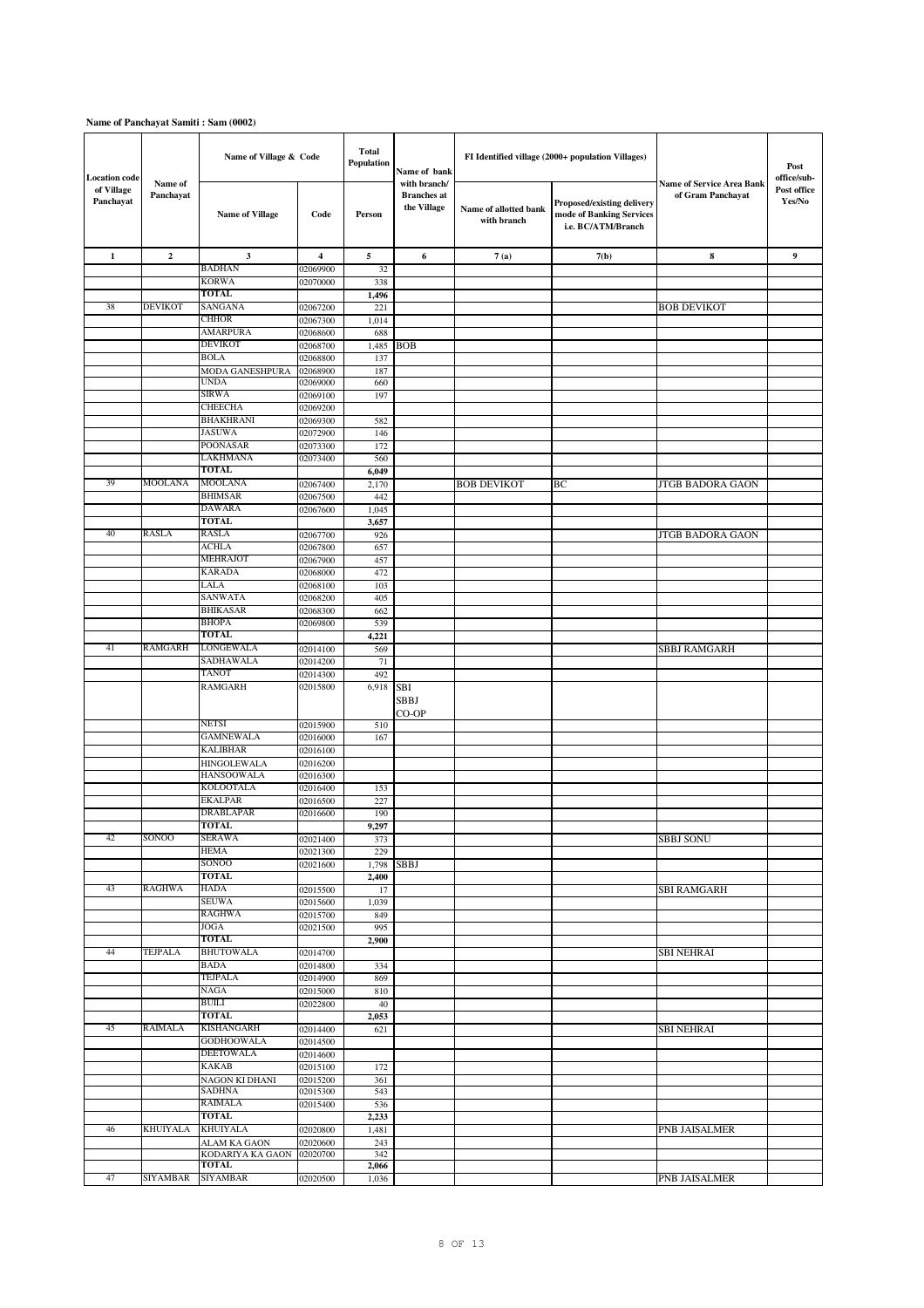**Name of Panchayat Samiti : Sam (0002)**

| Location code of Village Panchayat | Name of Panchayat | Name of Village & Code | | Total Population | Name of bank with branch/ Branches at the Village | FI Identified village (2000+ population Villages) | | Name of Service Area Bank of Gram Panchayat | Post office/sub-Post office Yes/No |
|---|---|---|---|---|---|---|---|---|---|
| | | Name of Village | Code | Person | | Name of allotted bank with branch | Proposed/existing delivery mode of Banking Services i.e. BC/ATM/Branch | | |
| 1 | 2 | 3 | 4 | 5 | 6 | 7 (a) | 7(b) | 8 | 9 |
| | | BADHAN | 02069900 | 32 | | | | | |
| | | KORWA | 02070000 | 338 | | | | | |
| | | **TOTAL** | | **1,496** | | | | | |
| 38 | DEVIKOT | SANGANA | 02067200 | 221 | | | | BOB DEVIKOT | |
| | | CHHOR | 02067300 | 1,014 | | | | | |
| | | AMARPURA | 02068600 | 688 | | | | | |
| | | DEVIKOT | 02068700 | 1,485 | BOB | | | | |
| | | BOLA | 02068800 | 137 | | | | | |
| | | MODA GANESHPURA | 02068900 | 187 | | | | | |
| | | UNDA | 02069000 | 660 | | | | | |
| | | SIRWA | 02069100 | 197 | | | | | |
| | | CHEECHA | 02069200 | | | | | | |
| | | BHAKHRANI | 02069300 | 582 | | | | | |
| | | JASUWA | 02072900 | 146 | | | | | |
| | | POONASAR | 02073300 | 172 | | | | | |
| | | LAKHMANA | 02073400 | 560 | | | | | |
| | | **TOTAL** | | **6,049** | | | | | |
| 39 | MOOLANA | MOOLANA | 02067400 | 2,170 | | BOB DEVIKOT | BC | JTGB BADORA GAON | |
| | | BHIMSAR | 02067500 | 442 | | | | | |
| | | DAWARA | 02067600 | 1,045 | | | | | |
| | | **TOTAL** | | **3,657** | | | | | |
| 40 | RASLA | RASLA | 02067700 | 926 | | | | JTGB BADORA GAON | |
| | | ACHLA | 02067800 | 657 | | | | | |
| | | MEHRAJOT | 02067900 | 457 | | | | | |
| | | KARADA | 02068000 | 472 | | | | | |
| | | LALA | 02068100 | 103 | | | | | |
| | | SANWATA | 02068200 | 405 | | | | | |
| | | BHIKASAR | 02068300 | 662 | | | | | |
| | | BHOPA | 02069800 | 539 | | | | | |
| | | **TOTAL** | | **4,221** | | | | | |
| 41 | RAMGARH | LONGEWALA | 02014100 | 569 | | | | SBBJ RAMGARH | |
| | | SADHAWALA | 02014200 | 71 | | | | | |
| | | TANOT | 02014300 | 492 | | | | | |
| | | RAMGARH | 02015800 | 6,918 | SBI SBBJ CO-OP | | | | |
| | | NETSI | 02015900 | 510 | | | | | |
| | | GAMNEWALA | 02016000 | 167 | | | | | |
| | | KALIBHAR | 02016100 | | | | | | |
| | | HINGOLEWALA | 02016200 | | | | | | |
| | | HANSOOWALA | 02016300 | | | | | | |
| | | KOLOOTALA | 02016400 | 153 | | | | | |
| | | EKALPAR | 02016500 | 227 | | | | | |
| | | DRABLAPAR | 02016600 | 190 | | | | | |
| | | **TOTAL** | | **9,297** | | | | | |
| 42 | SONOO | SERAWA | 02021400 | 373 | | | | SBBJ SONU | |
| | | HEMA | 02021300 | 229 | | | | | |
| | | SONOO | 02021600 | 1,798 | SBBJ | | | | |
| | | **TOTAL** | | **2,400** | | | | | |
| 43 | RAGHWA | HADA | 02015500 | 17 | | | | SBI RAMGARH | |
| | | SEUWA | 02015600 | 1,039 | | | | | |
| | | RAGHWA | 02015700 | 849 | | | | | |
| | | JOGA | 02021500 | 995 | | | | | |
| | | **TOTAL** | | **2,900** | | | | | |
| 44 | TEJPALA | BHUTOWALA | 02014700 | | | | | SBI NEHRAI | |
| | | BADA | 02014800 | 334 | | | | | |
| | | TEJPALA | 02014900 | 869 | | | | | |
| | | NAGA | 02015000 | 810 | | | | | |
| | | BUILI | 02022800 | 40 | | | | | |
| | | **TOTAL** | | **2,053** | | | | | |
| 45 | RAIMALA | KISHANGARH | 02014400 | 621 | | | | SBI NEHRAI | |
| | | GODHOOWALA | 02014500 | | | | | | |
| | | DEETOWALA | 02014600 | | | | | | |
| | | KAKAB | 02015100 | 172 | | | | | |
| | | NAGON KI DHANI | 02015200 | 361 | | | | | |
| | | SADHNA | 02015300 | 543 | | | | | |
| | | RAIMALA | 02015400 | 536 | | | | | |
| | | **TOTAL** | | **2,233** | | | | | |
| 46 | KHUIYALA | KHUIYALA | 02020800 | 1,481 | | | | PNB JAISALMER | |
| | | ALAM KA GAON | 02020600 | 243 | | | | | |
| | | KODARIYA KA GAON | 02020700 | 342 | | | | | |
| | | **TOTAL** | | **2,066** | | | | | |
| 47 | SIYAMBAR | SIYAMBAR | 02020500 | 1,036 | | | | PNB JAISALMER | |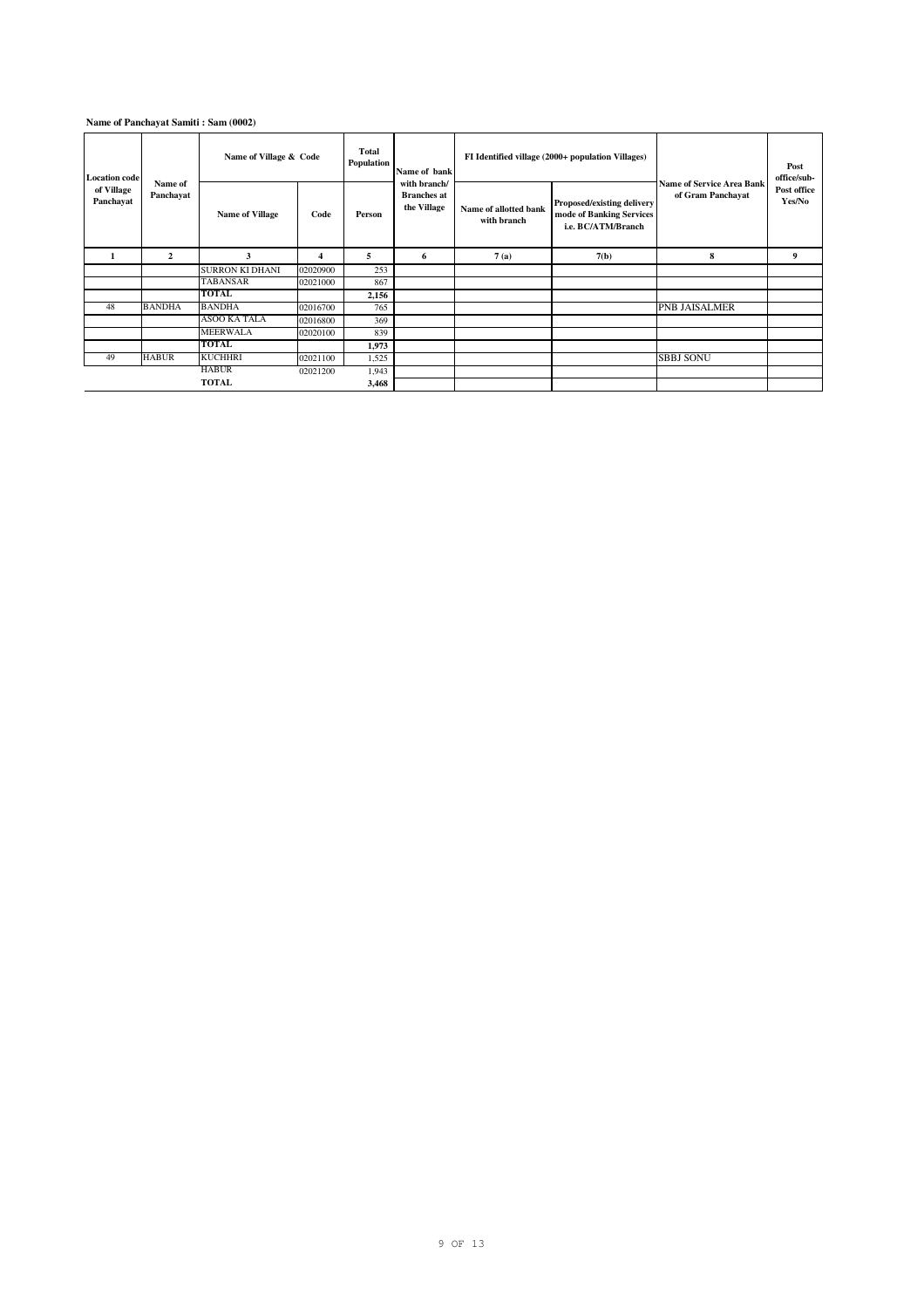**Name of Panchayat Samiti : Sam (0002)**

| Location code of Village Panchayat | Name of Panchayat | Name of Village & Code | | Total Population | Name of bank with branch/ Branches at the Village | FI Identified village (2000+ population Villages) | | Name of Service Area Bank of Gram Panchayat | Post office/sub-Post office Yes/No |
|---|---|---|---|---|---|---|---|---|---|
| | | Name of Village | Code | Person | | Name of allotted bank with branch | Proposed/existing delivery mode of Banking Services i.e. BC/ATM/Branch | | |
| 1 | 2 | 3 | 4 | 5 | 6 | 7 (a) | 7(b) | 8 | 9 |
| | | SURRON KI DHANI | 02020900 | 253 | | | | | |
| | | TABANSAR | 02021000 | 867 | | | | | |
| | | **TOTAL** | | **2,156** | | | | | |
| 48 | BANDHA | BANDHA | 02016700 | 765 | | | | PNB JAISALMER | |
| | | ASOO KA TALA | 02016800 | 369 | | | | | |
| | | MEERWALA | 02020100 | 839 | | | | | |
| | | **TOTAL** | | **1,973** | | | | | |
| 49 | HABUR | KUCHHRI | 02021100 | 1,525 | | | | SBBJ SONU | |
| | | HABUR | 02021200 | 1,943 | | | | | |
| | | **TOTAL** | | **3,468** | | | | | |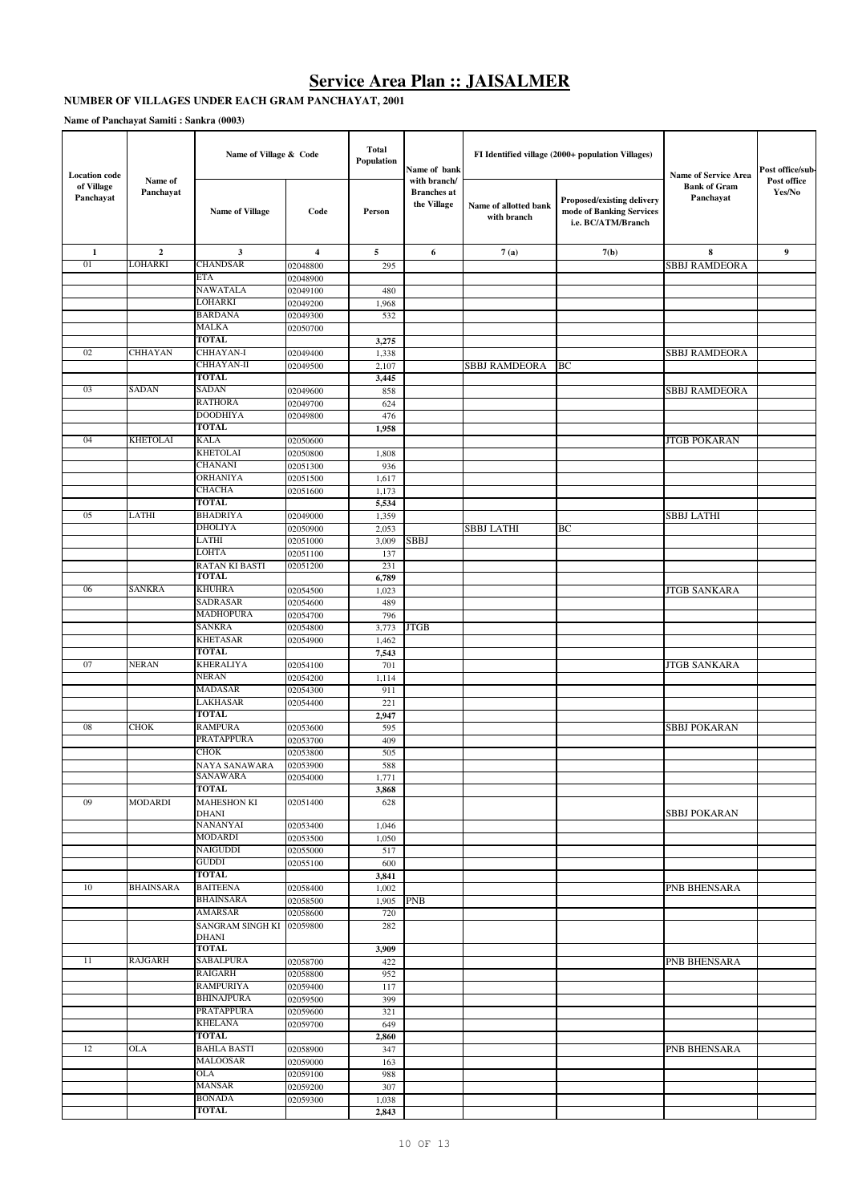# Service Area Plan :: JAISALMER

**NUMBER OF VILLAGES UNDER EACH GRAM PANCHAYAT, 2001**

**Name of Panchayat Samiti : Sankra (0003)**

| Location code of Village Panchayat | Name of Panchayat | Name of Village & Code | | Total Population | Name of bank with branch/ Branches at the Village | FI Identified village (2000+ population Villages) | | Name of Service Area Bank of Gram Panchayat | Post office/sub-Post office Yes/No |
|---|---|---|---|---|---|---|---|---|---|
| | | Name of Village | Code | Person | | Name of allotted bank with branch | Proposed/existing delivery mode of Banking Services i.e. BC/ATM/Branch | | |
| 1 | 2 | 3 | 4 | 5 | 6 | 7 (a) | 7(b) | 8 | 9 |
| 01 | LOHARKI | CHANDSAR | 02048800 | 295 | | | | SBBJ RAMDEORA | |
| | | ETA | 02048900 | | | | | | |
| | | NAWATALA | 02049100 | 480 | | | | | |
| | | LOHARKI | 02049200 | 1,968 | | | | | |
| | | BARDANA | 02049300 | 532 | | | | | |
| | | MALKA | 02050700 | | | | | | |
| | | **TOTAL** | | **3,275** | | | | | |
| 02 | CHHAYAN | CHHAYAN-I | 02049400 | 1,338 | | | | SBBJ RAMDEORA | |
| | | CHHAYAN-II | 02049500 | 2,107 | | SBBJ RAMDEORA | BC | | |
| | | **TOTAL** | | **3,445** | | | | | |
| 03 | SADAN | SADAN | 02049600 | 858 | | | | SBBJ RAMDEORA | |
| | | RATHORA | 02049700 | 624 | | | | | |
| | | DOODHIYA | 02049800 | 476 | | | | | |
| | | **TOTAL** | | **1,958** | | | | | |
| 04 | KHETOLAI | KALA | 02050600 | | | | | JTGB POKARAN | |
| | | KHETOLAI | 02050800 | 1,808 | | | | | |
| | | CHANANI | 02051300 | 936 | | | | | |
| | | ORHANIYA | 02051500 | 1,617 | | | | | |
| | | CHACHA | 02051600 | 1,173 | | | | | |
| | | **TOTAL** | | **5,534** | | | | | |
| 05 | LATHI | BHADRIYA | 02049000 | 1,359 | | | | SBBJ LATHI | |
| | | DHOLIYA | 02050900 | 2,053 | | SBBJ LATHI | BC | | |
| | | LATHI | 02051000 | 3,009 | SBBJ | | | | |
| | | LOHTA | 02051100 | 137 | | | | | |
| | | RATAN KI BASTI | 02051200 | 231 | | | | | |
| | | **TOTAL** | | **6,789** | | | | | |
| 06 | SANKRA | KHUHRA | 02054500 | 1,023 | | | | JTGB SANKARA | |
| | | SADRASAR | 02054600 | 489 | | | | | |
| | | MADHOPURA | 02054700 | 796 | | | | | |
| | | SANKRA | 02054800 | 3,773 | JTGB | | | | |
| | | KHETASAR | 02054900 | 1,462 | | | | | |
| | | **TOTAL** | | **7,543** | | | | | |
| 07 | NERAN | KHERALIYA | 02054100 | 701 | | | | JTGB SANKARA | |
| | | NERAN | 02054200 | 1,114 | | | | | |
| | | MADASAR | 02054300 | 911 | | | | | |
| | | LAKHASAR | 02054400 | 221 | | | | | |
| | | **TOTAL** | | **2,947** | | | | | |
| 08 | CHOK | RAMPURA | 02053600 | 595 | | | | SBBJ POKARAN | |
| | | PRATAPPURA | 02053700 | 409 | | | | | |
| | | CHOK | 02053800 | 505 | | | | | |
| | | NAYA SANAWARA | 02053900 | 588 | | | | | |
| | | SANAWARA | 02054000 | 1,771 | | | | | |
| | | **TOTAL** | | **3,868** | | | | | |
| 09 | MODARDI | MAHESHON KI DHANI | 02051400 | 628 | | | | SBBJ POKARAN | |
| | | NANANYAI | 02053400 | 1,046 | | | | | |
| | | MODARDI | 02053500 | 1,050 | | | | | |
| | | NAIGUDDI | 02055000 | 517 | | | | | |
| | | GUDDI | 02055100 | 600 | | | | | |
| | | **TOTAL** | | **3,841** | | | | | |
| 10 | BHAINSARA | BAITEENA | 02058400 | 1,002 | | | | PNB BHENSARA | |
| | | BHAINSARA | 02058500 | 1,905 | PNB | | | | |
| | | AMARSAR | 02058600 | 720 | | | | | |
| | | SANGRAM SINGH KI DHANI | 02059800 | 282 | | | | | |
| | | **TOTAL** | | **3,909** | | | | | |
| 11 | RAJGARH | SABALPURA | 02058700 | 422 | | | | PNB BHENSARA | |
| | | RAIGARH | 02058800 | 952 | | | | | |
| | | RAMPURIYA | 02059400 | 117 | | | | | |
| | | BHINAJPURA | 02059500 | 399 | | | | | |
| | | PRATAPPURA | 02059600 | 321 | | | | | |
| | | KHELANA | 02059700 | 649 | | | | | |
| | | **TOTAL** | | **2,860** | | | | | |
| 12 | OLA | BAHLA BASTI | 02058900 | 347 | | | | PNB BHENSARA | |
| | | MALOOSAR | 02059000 | 163 | | | | | |
| | | OLA | 02059100 | 988 | | | | | |
| | | MANSAR | 02059200 | 307 | | | | | |
| | | BONADA | 02059300 | 1,038 | | | | | |
| | | **TOTAL** | | **2,843** | | | | | |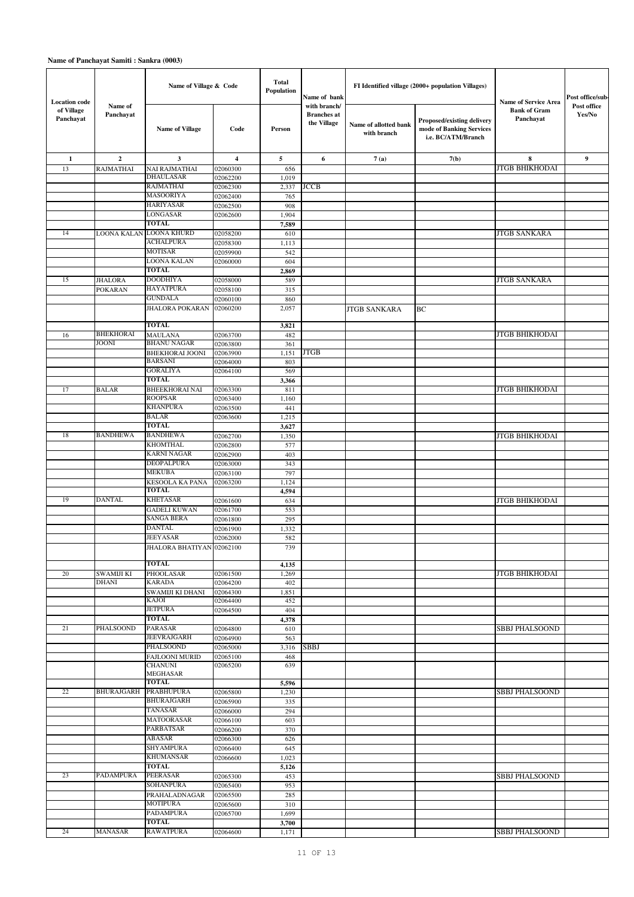**Name of Panchayat Samiti : Sankra (0003)**

| Location code of Village Panchayat | Name of Panchayat | Name of Village & Code | | Total Population | Name of bank with branch/ Branches at the Village | FI Identified village (2000+ population Villages) | | Name of Service Area Bank of Gram Panchayat | Post office/sub-Post office Yes/No |
|---|---|---|---|---|---|---|---|---|---|
| | | Name of Village | Code | Person | | Name of allotted bank with branch | Proposed/existing delivery mode of Banking Services i.e. BC/ATM/Branch | | |
| 1 | 2 | 3 | 4 | 5 | 6 | 7 (a) | 7(b) | 8 | 9 |
| 13 | RAJMATHAI | NAI RAJMATHAI | 02060300 | 656 | | | | JTGB BHIKHODAI | |
| | | DHAULASAR | 02062200 | 1,019 | | | | | |
| | | RAJMATHAI | 02062300 | 2,337 | JCCB | | | | |
| | | MASOORIYA | 02062400 | 765 | | | | | |
| | | HARIYASAR | 02062500 | 908 | | | | | |
| | | LONGASAR | 02062600 | 1,904 | | | | | |
| | | TOTAL | | 7,589 | | | | | |
| 14 | LOONA KALAN | LOONA KHURD | 02058200 | 610 | | | | JTGB SANKARA | |
| | | ACHALPURA | 02058300 | 1,113 | | | | | |
| | | MOTISAR | 02059900 | 542 | | | | | |
| | | LOONA KALAN | 02060000 | 604 | | | | | |
| | | TOTAL | | 2,869 | | | | | |
| 15 | JHALORA POKARAN | DOODHIYA | 02058000 | 589 | | | | JTGB SANKARA | |
| | | HAYATPURA | 02058100 | 315 | | | | | |
| | | GUNDALA | 02060100 | 860 | | | | | |
| | | JHALORA POKARAN | 02060200 | 2,057 | | JTGB SANKARA | BC | | |
| | | TOTAL | | 3,821 | | | | | |
| 16 | BHEKHORAI JOONI | MAULANA | 02063700 | 482 | | | | JTGB BHIKHODAI | |
| | | BHANU NAGAR | 02063800 | 361 | | | | | |
| | | BHEKHORAI JOONI | 02063900 | 1,151 | JTGB | | | | |
| | | BARSANI | 02064000 | 803 | | | | | |
| | | GORALIYA | 02064100 | 569 | | | | | |
| | | TOTAL | | 3,366 | | | | | |
| 17 | BALAR | BHEEKHORAI NAI | 02063300 | 811 | | | | JTGB BHIKHODAI | |
| | | ROOPSAR | 02063400 | 1,160 | | | | | |
| | | KHANPURA | 02063500 | 441 | | | | | |
| | | BALAR | 02063600 | 1,215 | | | | | |
| | | TOTAL | | 3,627 | | | | | |
| 18 | BANDHEWA | BANDHEWA | 02062700 | 1,350 | | | | JTGB BHIKHODAI | |
| | | KHOMTHAL | 02062800 | 577 | | | | | |
| | | KARNI NAGAR | 02062900 | 403 | | | | | |
| | | DEOPALPURA | 02063000 | 343 | | | | | |
| | | MEKUBA | 02063100 | 797 | | | | | |
| | | KESOOLA KA PANA | 02063200 | 1,124 | | | | | |
| | | TOTAL | | 4,594 | | | | | |
| 19 | DANTAL | KHETASAR | 02061600 | 634 | | | | JTGB BHIKHODAI | |
| | | GADELI KUWAN | 02061700 | 553 | | | | | |
| | | SANGA BERA | 02061800 | 295 | | | | | |
| | | DANTAL | 02061900 | 1,332 | | | | | |
| | | JEEYASAR | 02062000 | 582 | | | | | |
| | | JHALORA BHATIYAN | 02062100 | 739 | | | | | |
| | | TOTAL | | 4,135 | | | | | |
| 20 | SWAMIJI KI DHANI | PHOOLASAR | 02061500 | 1,269 | | | | JTGB BHIKHODAI | |
| | | KARADA | 02064200 | 402 | | | | | |
| | | SWAMIJI KI DHANI | 02064300 | 1,851 | | | | | |
| | | KAJOI | 02064400 | 452 | | | | | |
| | | JETPURA | 02064500 | 404 | | | | | |
| | | TOTAL | | 4,378 | | | | | |
| 21 | PHALSOOND | PARASAR | 02064800 | 610 | | | | SBBJ PHALSOOND | |
| | | JEEVRAJGARH | 02064900 | 563 | | | | | |
| | | PHALSOOND | 02065000 | 3,316 | SBBJ | | | | |
| | | FAJLOONI MURID | 02065100 | 468 | | | | | |
| | | CHANUNI MEGHASAR | 02065200 | 639 | | | | | |
| | | TOTAL | | 5,596 | | | | | |
| 22 | BHURAJGARH | PRABHUPURA | 02065800 | 1,230 | | | | SBBJ PHALSOOND | |
| | | BHURAJGARH | 02065900 | 335 | | | | | |
| | | TANASAR | 02066000 | 294 | | | | | |
| | | MATOORASAR | 02066100 | 603 | | | | | |
| | | PARBATSAR | 02066200 | 370 | | | | | |
| | | ABASAR | 02066300 | 626 | | | | | |
| | | SHYAMPURA | 02066400 | 645 | | | | | |
| | | KHUMANSAR | 02066600 | 1,023 | | | | | |
| | | TOTAL | | 5,126 | | | | | |
| 23 | PADAMPURA | PEERASAR | 02065300 | 453 | | | | SBBJ PHALSOOND | |
| | | SOHANPURA | 02065400 | 953 | | | | | |
| | | PRAHALADNAGAR | 02065500 | 285 | | | | | |
| | | MOTIPURA | 02065600 | 310 | | | | | |
| | | PADAMPURA | 02065700 | 1,699 | | | | | |
| | | TOTAL | | 3,700 | | | | | |
| 24 | MANASAR | RAWATPURA | 02064600 | 1,171 | | | | SBBJ PHALSOOND | |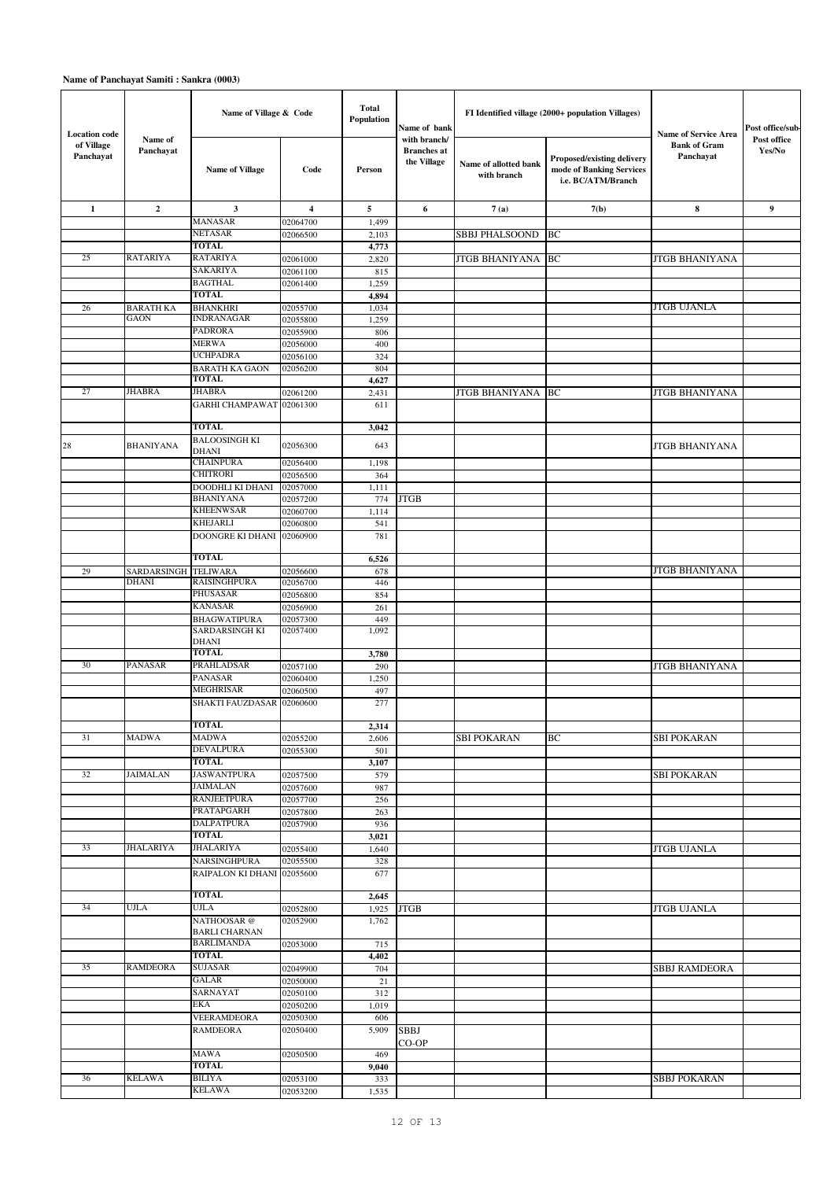**Name of Panchayat Samiti : Sankra (0003)**

| Location code of Village Panchayat | Name of Panchayat | Name of Village & Code | | Total Population | Name of bank with branch/ Branches at the Village | FI Identified village (2000+ population Villages) | | Name of Service Area Bank of Gram Panchayat | Post office/sub-Post office Yes/No |
|---|---|---|---|---|---|---|---|---|---|
| | | Name of Village | Code | Person | | Name of allotted bank with branch | Proposed/existing delivery mode of Banking Services i.e. BC/ATM/Branch | | |
| 1 | 2 | 3 | 4 | 5 | 6 | 7 (a) | 7(b) | 8 | 9 |
| | | MANASAR | 02064700 | 1,499 | | | | | |
| | | NETASAR | 02066500 | 2,103 | | SBBJ PHALSOOND | BC | | |
| | | TOTAL | | 4,773 | | | | | |
| 25 | RATARIYA | RATARIYA | 02061000 | 2,820 | | JTGB BHANIYANA | BC | JTGB BHANIYANA | |
| | | SAKARIYA | 02061100 | 815 | | | | | |
| | | BAGTHAL | 02061400 | 1,259 | | | | | |
| | | TOTAL | | 4,894 | | | | | |
| 26 | BARATH KA GAON | BHANKHRI | 02055700 | 1,034 | | | | JTGB UJANLA | |
| | | INDRANAGAR | 02055800 | 1,259 | | | | | |
| | | PADRORA | 02055900 | 806 | | | | | |
| | | MERWA | 02056000 | 400 | | | | | |
| | | UCHPADRA | 02056100 | 324 | | | | | |
| | | BARATH KA GAON | 02056200 | 804 | | | | | |
| | | TOTAL | | 4,627 | | | | | |
| 27 | JHABRA | JHABRA | 02061200 | 2,431 | | JTGB BHANIYANA | BC | JTGB BHANIYANA | |
| | | GARHI CHAMPAWAT | 02061300 | 611 | | | | | |
| | | TOTAL | | 3,042 | | | | | |
| 28 | BHANIYANA | BALOOSINGH KI DHANI | 02056300 | 643 | | | | JTGB BHANIYANA | |
| | | CHAINPURA | 02056400 | 1,198 | | | | | |
| | | CHITRORI | 02056500 | 364 | | | | | |
| | | DOODHLI KI DHANI | 02057000 | 1,111 | | | | | |
| | | BHANIYANA | 02057200 | 774 | JTGB | | | | |
| | | KHEENWSAR | 02060700 | 1,114 | | | | | |
| | | KHEJARLI | 02060800 | 541 | | | | | |
| | | DOONGRE KI DHANI | 02060900 | 781 | | | | | |
| | | TOTAL | | 6,526 | | | | | |
| 29 | SARDARSINGH DHANI | TELIWARA | 02056600 | 678 | | | | JTGB BHANIYANA | |
| | | RAISINGHPURA | 02056700 | 446 | | | | | |
| | | PHUSASAR | 02056800 | 854 | | | | | |
| | | KANASAR | 02056900 | 261 | | | | | |
| | | BHAGWATIPURA | 02057300 | 449 | | | | | |
| | | SARDARSINGH KI DHANI | 02057400 | 1,092 | | | | | |
| | | TOTAL | | 3,780 | | | | | |
| 30 | PANASAR | PRAHLADSAR | 02057100 | 290 | | | | JTGB BHANIYANA | |
| | | PANASAR | 02060400 | 1,250 | | | | | |
| | | MEGHRISAR | 02060500 | 497 | | | | | |
| | | SHAKTI FAUZDASAR | 02060600 | 277 | | | | | |
| | | TOTAL | | 2,314 | | | | | |
| 31 | MADWA | MADWA | 02055200 | 2,606 | | SBI POKARAN | BC | SBI POKARAN | |
| | | DEVALPURA | 02055300 | 501 | | | | | |
| | | TOTAL | | 3,107 | | | | | |
| 32 | JAIMALAN | JASWANTPURA | 02057500 | 579 | | | | SBI POKARAN | |
| | | JAIMALAN | 02057600 | 987 | | | | | |
| | | RANJEETPURA | 02057700 | 256 | | | | | |
| | | PRATAPGARH | 02057800 | 263 | | | | | |
| | | DALPATPURA | 02057900 | 936 | | | | | |
| | | TOTAL | | 3,021 | | | | | |
| 33 | JHALARIYA | JHALARIYA | 02055400 | 1,640 | | | | JTGB UJANLA | |
| | | NARSINGHPURA | 02055500 | 328 | | | | | |
| | | RAIPALON KI DHANI | 02055600 | 677 | | | | | |
| | | TOTAL | | 2,645 | | | | | |
| 34 | UJLA | UJLA | 02052800 | 1,925 | JTGB | | | JTGB UJANLA | |
| | | NATHOOSAR @ BARLI CHARNAN | 02052900 | 1,762 | | | | | |
| | | BARLIMANDA | 02053000 | 715 | | | | | |
| | | TOTAL | | 4,402 | | | | | |
| 35 | RAMDEORA | SUJASAR | 02049900 | 704 | | | | SBBJ RAMDEORA | |
| | | GALAR | 02050000 | 21 | | | | | |
| | | SARNAYAT | 02050100 | 312 | | | | | |
| | | EKA | 02050200 | 1,019 | | | | | |
| | | VEERAMDEORA | 02050300 | 606 | | | | | |
| | | RAMDEORA | 02050400 | 5,909 | SBBJ CO-OP | | | | |
| | | MAWA | 02050500 | 469 | | | | | |
| | | TOTAL | | 9,040 | | | | | |
| 36 | KELAWA | BILIYA | 02053100 | 333 | | | | SBBJ POKARAN | |
| | | KELAWA | 02053200 | 1,535 | | | | | |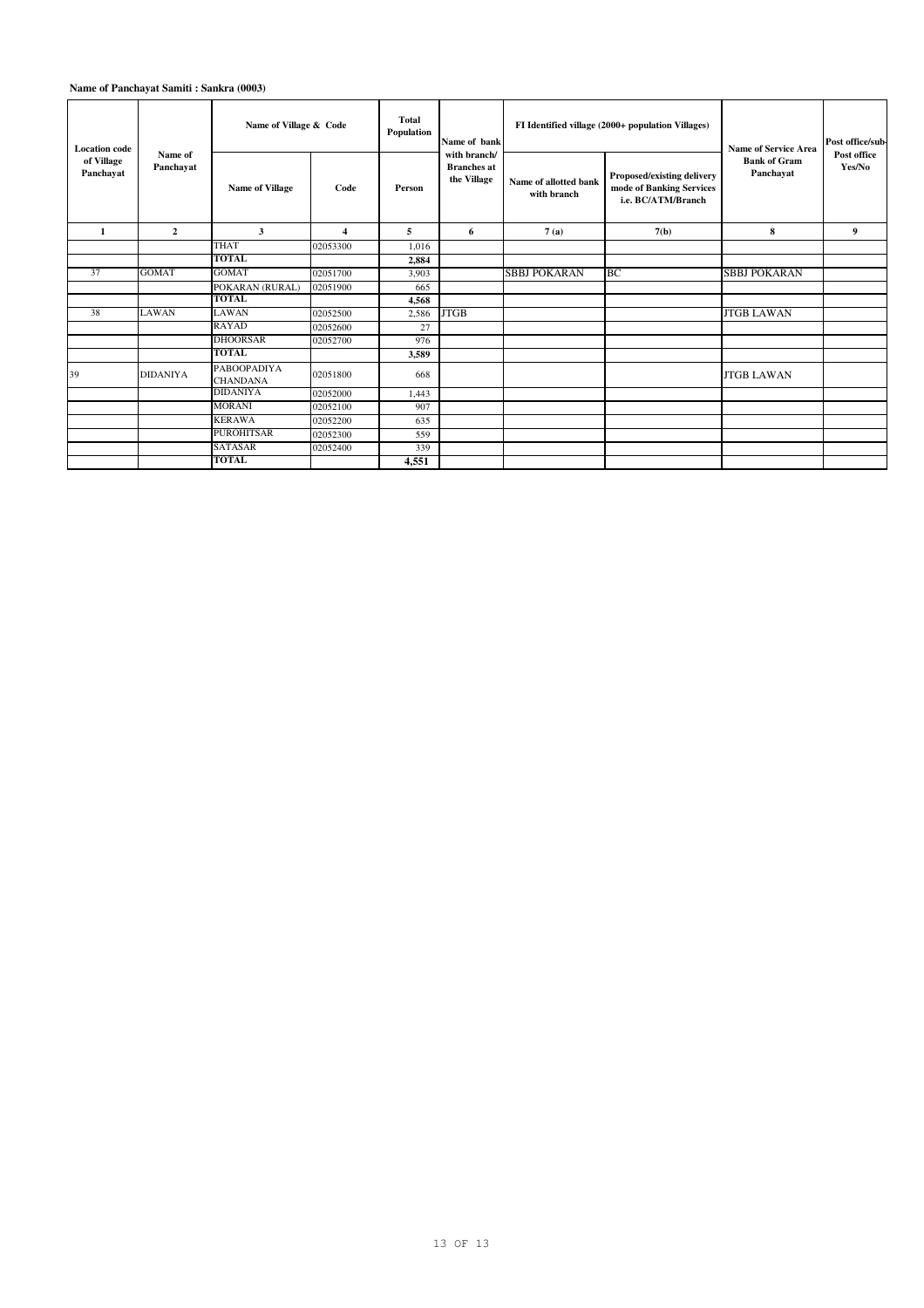**Name of Panchayat Samiti : Sankra (0003)**

| Location code of Village Panchayat | Name of Panchayat | Name of Village & Code | | Total Population | Name of bank with branch/ Branches at the Village | FI Identified village (2000+ population Villages) | | Name of Service Area Bank of Gram Panchayat | Post office/sub-Post office Yes/No |
|---|---|---|---|---|---|---|---|---|---|
| | | Name of Village | Code | Person | | Name of allotted bank with branch | Proposed/existing delivery mode of Banking Services i.e. BC/ATM/Branch | | |
| 1 | 2 | 3 | 4 | 5 | 6 | 7 (a) | 7(b) | 8 | 9 |
| | | THAT | 02053300 | 1,016 | | | | | |
| | | **TOTAL** | | **2,884** | | | | | |
| 37 | GOMAT | GOMAT | 02051700 | 3,903 | | SBBJ POKARAN | BC | SBBJ POKARAN | |
| | | POKARAN (RURAL) | 02051900 | 665 | | | | | |
| | | **TOTAL** | | **4,568** | | | | | |
| 38 | LAWAN | LAWAN | 02052500 | 2,586 | JTGB | | | JTGB LAWAN | |
| | | RAYAD | 02052600 | 27 | | | | | |
| | | DHOORSAR | 02052700 | 976 | | | | | |
| | | **TOTAL** | | **3,589** | | | | | |
| 39 | DIDANIYA | PABOOPADIYA CHANDANA | 02051800 | 668 | | | | JTGB LAWAN | |
| | | DIDANIYA | 02052000 | 1,443 | | | | | |
| | | MORANI | 02052100 | 907 | | | | | |
| | | KERAWA | 02052200 | 635 | | | | | |
| | | PUROHITSAR | 02052300 | 559 | | | | | |
| | | SATASAR | 02052400 | 339 | | | | | |
| | | **TOTAL** | | **4,551** | | | | | |